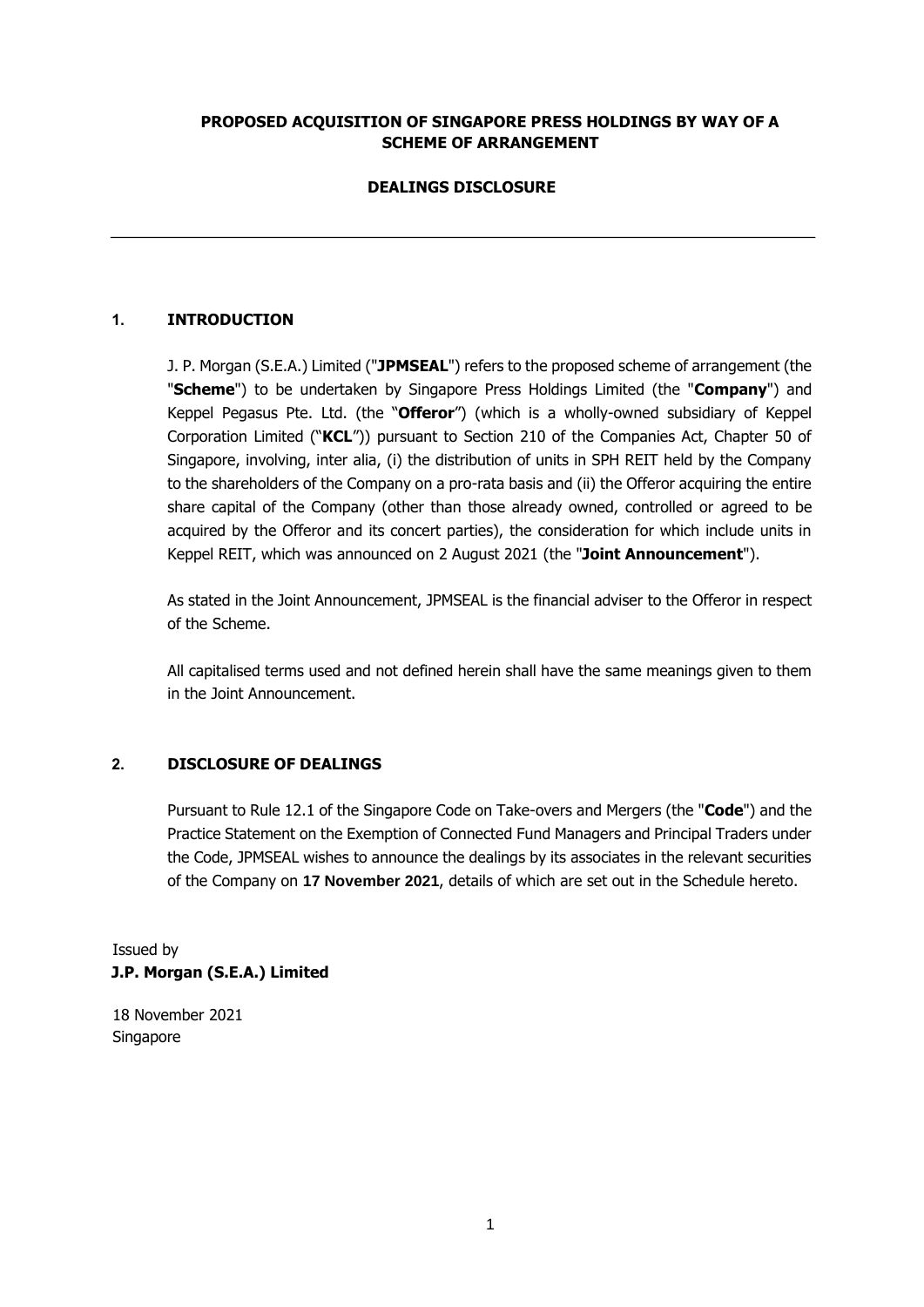**PROPOSED ACQUISITION OF SINGAPORE PRESS HOLDINGS BY WAY OF A SCHEME OF ARRANGEMENT**

**DEALINGS DISCLOSURE**

---

## 1. INTRODUCTION

J. P. Morgan (S.E.A.) Limited ("**JPMSEAL**") refers to the proposed scheme of arrangement (the "**Scheme**") to be undertaken by Singapore Press Holdings Limited (the "**Company**") and Keppel Pegasus Pte. Ltd. (the "**Offeror**") (which is a wholly-owned subsidiary of Keppel Corporation Limited ("**KCL**")) pursuant to Section 210 of the Companies Act, Chapter 50 of Singapore, involving, inter alia, (i) the distribution of units in SPH REIT held by the Company to the shareholders of the Company on a pro-rata basis and (ii) the Offeror acquiring the entire share capital of the Company (other than those already owned, controlled or agreed to be acquired by the Offeror and its concert parties), the consideration for which include units in Keppel REIT, which was announced on 2 August 2021 (the "**Joint Announcement**").

As stated in the Joint Announcement, JPMSEAL is the financial adviser to the Offeror in respect of the Scheme.

All capitalised terms used and not defined herein shall have the same meanings given to them in the Joint Announcement.

## 2. DISCLOSURE OF DEALINGS

Pursuant to Rule 12.1 of the Singapore Code on Take-overs and Mergers (the "**Code**") and the Practice Statement on the Exemption of Connected Fund Managers and Principal Traders under the Code, JPMSEAL wishes to announce the dealings by its associates in the relevant securities of the Company on **17 November 2021**, details of which are set out in the Schedule hereto.

Issued by
**J.P. Morgan (S.E.A.) Limited**

18 November 2021
Singapore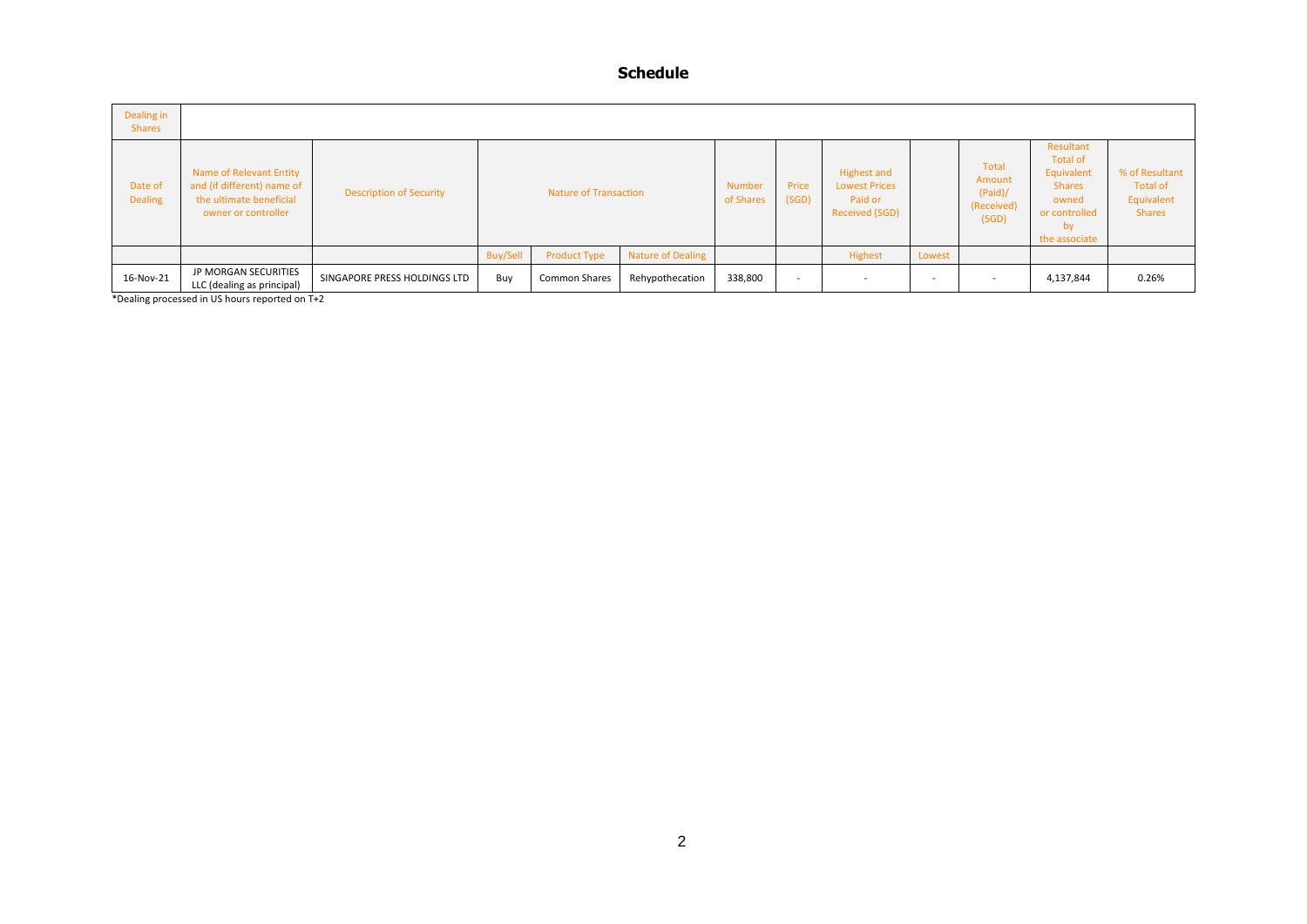## Schedule

| Dealing in Shares | | | | | | | | | | | | |
|---|---|---|---|---|---|---|---|---|---|---|---|---|
| Date of Dealing | Name of Relevant Entity and (if different) name of the ultimate beneficial owner or controller | Description of Security | Nature of Transaction | | | Number of Shares | Price (SGD) | Highest and Lowest Prices Paid or Received (SGD) | | Total Amount (Paid)/ (Received) (SGD) | Resultant Total of Equivalent Shares owned or controlled by the associate | % of Resultant Total of Equivalent Shares |
| | | | Buy/Sell | Product Type | Nature of Dealing | | | Highest | Lowest | | | |
| 16-Nov-21 | JP MORGAN SECURITIES LLC (dealing as principal) | SINGAPORE PRESS HOLDINGS LTD | Buy | Common Shares | Rehypothecation | 338,800 | - | - | - | - | 4,137,844 | 0.26% |

*Dealing processed in US hours reported on T+2